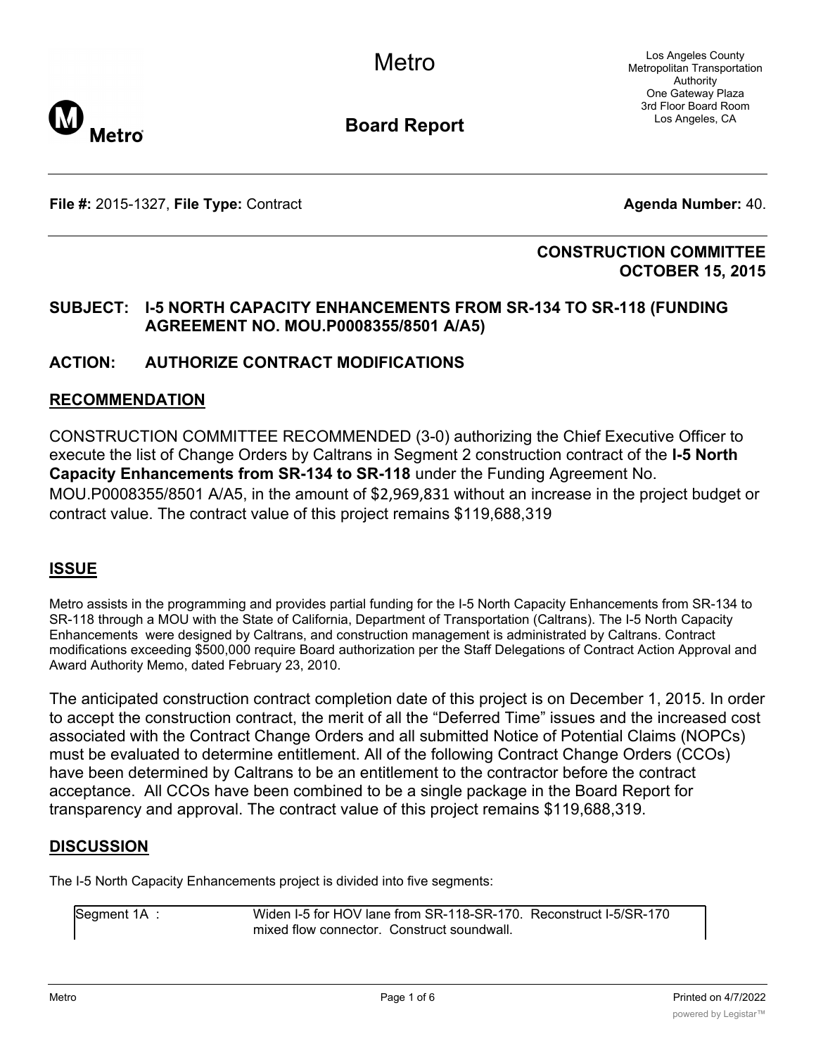# Metro

## Board Report

Los Angeles County
Metropolitan Transportation
Authority
One Gateway Plaza
3rd Floor Board Room
Los Angeles, CA

**File #:** 2015-1327, **File Type:** Contract **Agenda Number:** 40.

**CONSTRUCTION COMMITTEE**
**OCTOBER 15, 2015**

**SUBJECT: I-5 NORTH CAPACITY ENHANCEMENTS FROM SR-134 TO SR-118 (FUNDING AGREEMENT NO. MOU.P0008355/8501 A/A5)**

**ACTION: AUTHORIZE CONTRACT MODIFICATIONS**

## RECOMMENDATION

CONSTRUCTION COMMITTEE RECOMMENDED (3-0) authorizing the Chief Executive Officer to execute the list of Change Orders by Caltrans in Segment 2 construction contract of the **I-5 North Capacity Enhancements from SR-134 to SR-118** under the Funding Agreement No. MOU.P0008355/8501 A/A5, in the amount of $2,969,831 without an increase in the project budget or contract value. The contract value of this project remains $119,688,319

## ISSUE

Metro assists in the programming and provides partial funding for the I-5 North Capacity Enhancements from SR-134 to SR-118 through a MOU with the State of California, Department of Transportation (Caltrans). The I-5 North Capacity Enhancements were designed by Caltrans, and construction management is administrated by Caltrans. Contract modifications exceeding $500,000 require Board authorization per the Staff Delegations of Contract Action Approval and Award Authority Memo, dated February 23, 2010.

The anticipated construction contract completion date of this project is on December 1, 2015. In order to accept the construction contract, the merit of all the "Deferred Time" issues and the increased cost associated with the Contract Change Orders and all submitted Notice of Potential Claims (NOPCs) must be evaluated to determine entitlement. All of the following Contract Change Orders (CCOs) have been determined by Caltrans to be an entitlement to the contractor before the contract acceptance. All CCOs have been combined to be a single package in the Board Report for transparency and approval. The contract value of this project remains $119,688,319.

## DISCUSSION

The I-5 North Capacity Enhancements project is divided into five segments:

| | |
|---|---|
| Segment 1A : | Widen I-5 for HOV lane from SR-118-SR-170. Reconstruct I-5/SR-170 mixed flow connector. Construct soundwall. |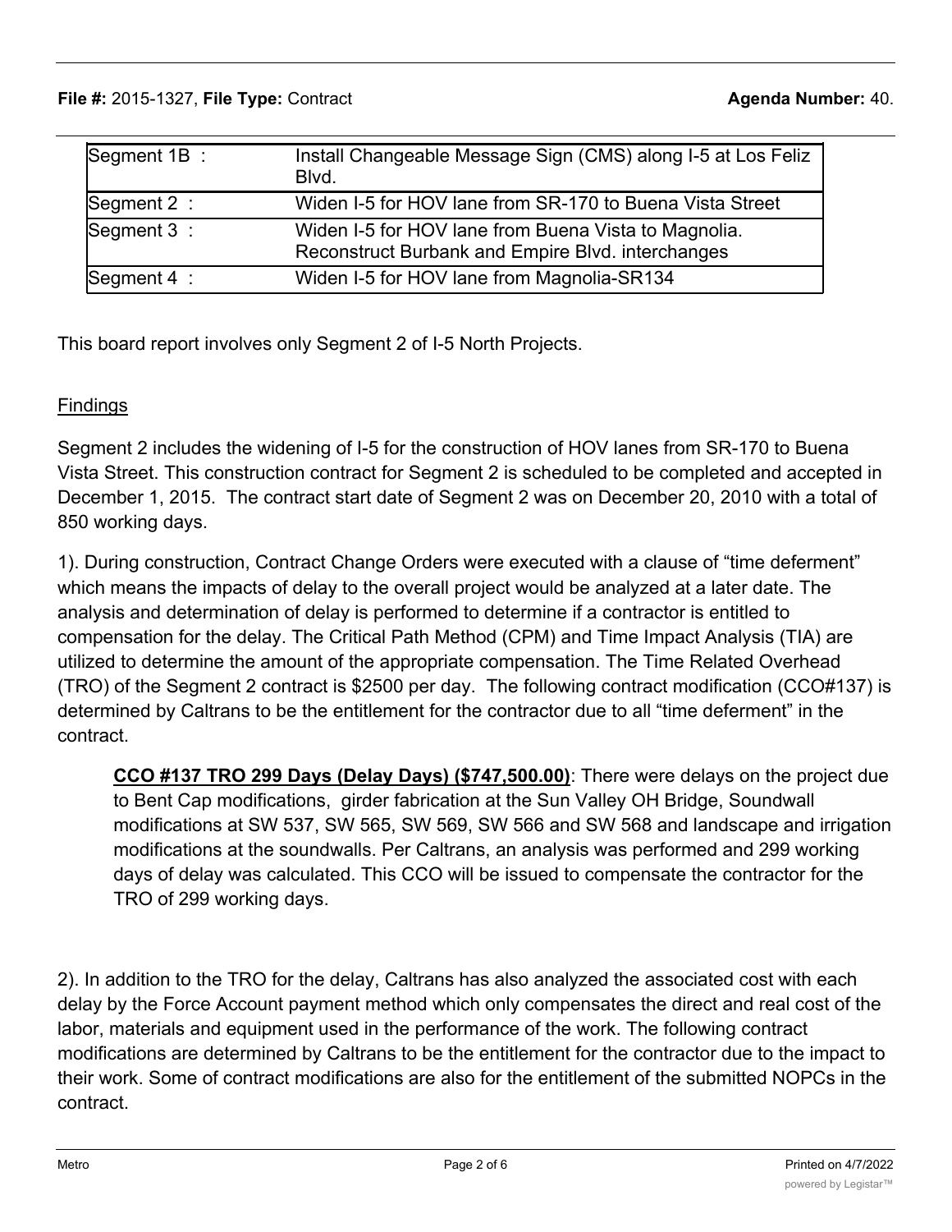| Segment 1B : | Install Changeable Message Sign (CMS) along I-5 at Los Feliz Blvd. |
|---|---|
| Segment 2 : | Widen I-5 for HOV lane from SR-170 to Buena Vista Street |
| Segment 3 : | Widen I-5 for HOV lane from Buena Vista to Magnolia. Reconstruct Burbank and Empire Blvd. interchanges |
| Segment 4 : | Widen I-5 for HOV lane from Magnolia-SR134 |

This board report involves only Segment 2 of I-5 North Projects.

Findings

Segment 2 includes the widening of I-5 for the construction of HOV lanes from SR-170 to Buena Vista Street. This construction contract for Segment 2 is scheduled to be completed and accepted in December 1, 2015. The contract start date of Segment 2 was on December 20, 2010 with a total of 850 working days.

1). During construction, Contract Change Orders were executed with a clause of "time deferment" which means the impacts of delay to the overall project would be analyzed at a later date. The analysis and determination of delay is performed to determine if a contractor is entitled to compensation for the delay. The Critical Path Method (CPM) and Time Impact Analysis (TIA) are utilized to determine the amount of the appropriate compensation. The Time Related Overhead (TRO) of the Segment 2 contract is $2500 per day. The following contract modification (CCO#137) is determined by Caltrans to be the entitlement for the contractor due to all "time deferment" in the contract.

> **CCO #137 TRO 299 Days (Delay Days) ($747,500.00)**: There were delays on the project due to Bent Cap modifications, girder fabrication at the Sun Valley OH Bridge, Soundwall modifications at SW 537, SW 565, SW 569, SW 566 and SW 568 and landscape and irrigation modifications at the soundwalls. Per Caltrans, an analysis was performed and 299 working days of delay was calculated. This CCO will be issued to compensate the contractor for the TRO of 299 working days.

2). In addition to the TRO for the delay, Caltrans has also analyzed the associated cost with each delay by the Force Account payment method which only compensates the direct and real cost of the labor, materials and equipment used in the performance of the work. The following contract modifications are determined by Caltrans to be the entitlement for the contractor due to the impact to their work. Some of contract modifications are also for the entitlement of the submitted NOPCs in the contract.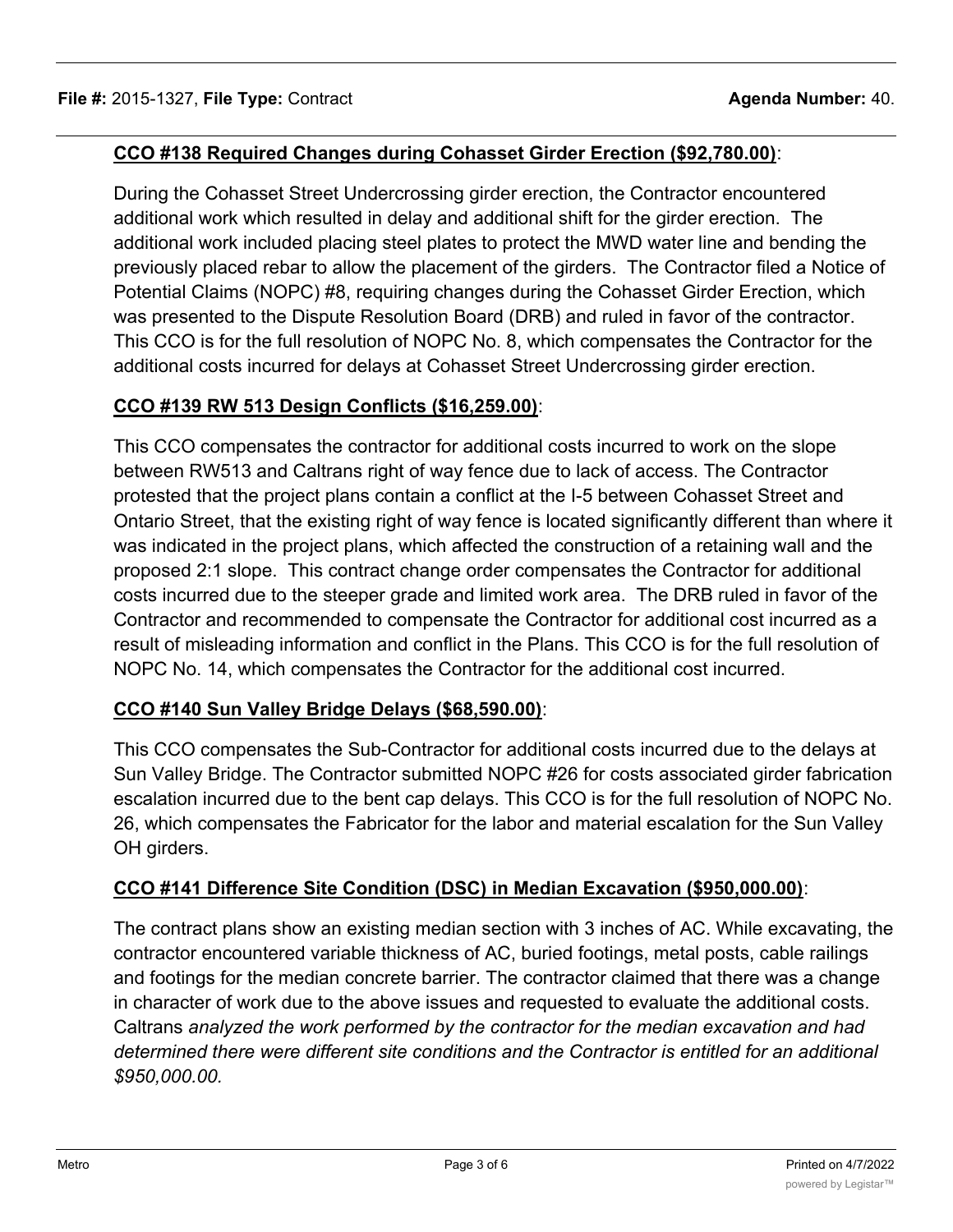**CCO #138 Required Changes during Cohasset Girder Erection ($92,780.00)**:

During the Cohasset Street Undercrossing girder erection, the Contractor encountered additional work which resulted in delay and additional shift for the girder erection. The additional work included placing steel plates to protect the MWD water line and bending the previously placed rebar to allow the placement of the girders. The Contractor filed a Notice of Potential Claims (NOPC) #8, requiring changes during the Cohasset Girder Erection, which was presented to the Dispute Resolution Board (DRB) and ruled in favor of the contractor. This CCO is for the full resolution of NOPC No. 8, which compensates the Contractor for the additional costs incurred for delays at Cohasset Street Undercrossing girder erection.

**CCO #139 RW 513 Design Conflicts ($16,259.00)**:

This CCO compensates the contractor for additional costs incurred to work on the slope between RW513 and Caltrans right of way fence due to lack of access. The Contractor protested that the project plans contain a conflict at the I-5 between Cohasset Street and Ontario Street, that the existing right of way fence is located significantly different than where it was indicated in the project plans, which affected the construction of a retaining wall and the proposed 2:1 slope. This contract change order compensates the Contractor for additional costs incurred due to the steeper grade and limited work area. The DRB ruled in favor of the Contractor and recommended to compensate the Contractor for additional cost incurred as a result of misleading information and conflict in the Plans. This CCO is for the full resolution of NOPC No. 14, which compensates the Contractor for the additional cost incurred.

**CCO #140 Sun Valley Bridge Delays ($68,590.00)**:

This CCO compensates the Sub-Contractor for additional costs incurred due to the delays at Sun Valley Bridge. The Contractor submitted NOPC #26 for costs associated girder fabrication escalation incurred due to the bent cap delays. This CCO is for the full resolution of NOPC No. 26, which compensates the Fabricator for the labor and material escalation for the Sun Valley OH girders.

**CCO #141 Difference Site Condition (DSC) in Median Excavation ($950,000.00)**:

The contract plans show an existing median section with 3 inches of AC. While excavating, the contractor encountered variable thickness of AC, buried footings, metal posts, cable railings and footings for the median concrete barrier. The contractor claimed that there was a change in character of work due to the above issues and requested to evaluate the additional costs. Caltrans *analyzed the work performed by the contractor for the median excavation and had determined there were different site conditions and the Contractor is entitled for an additional $950,000.00.*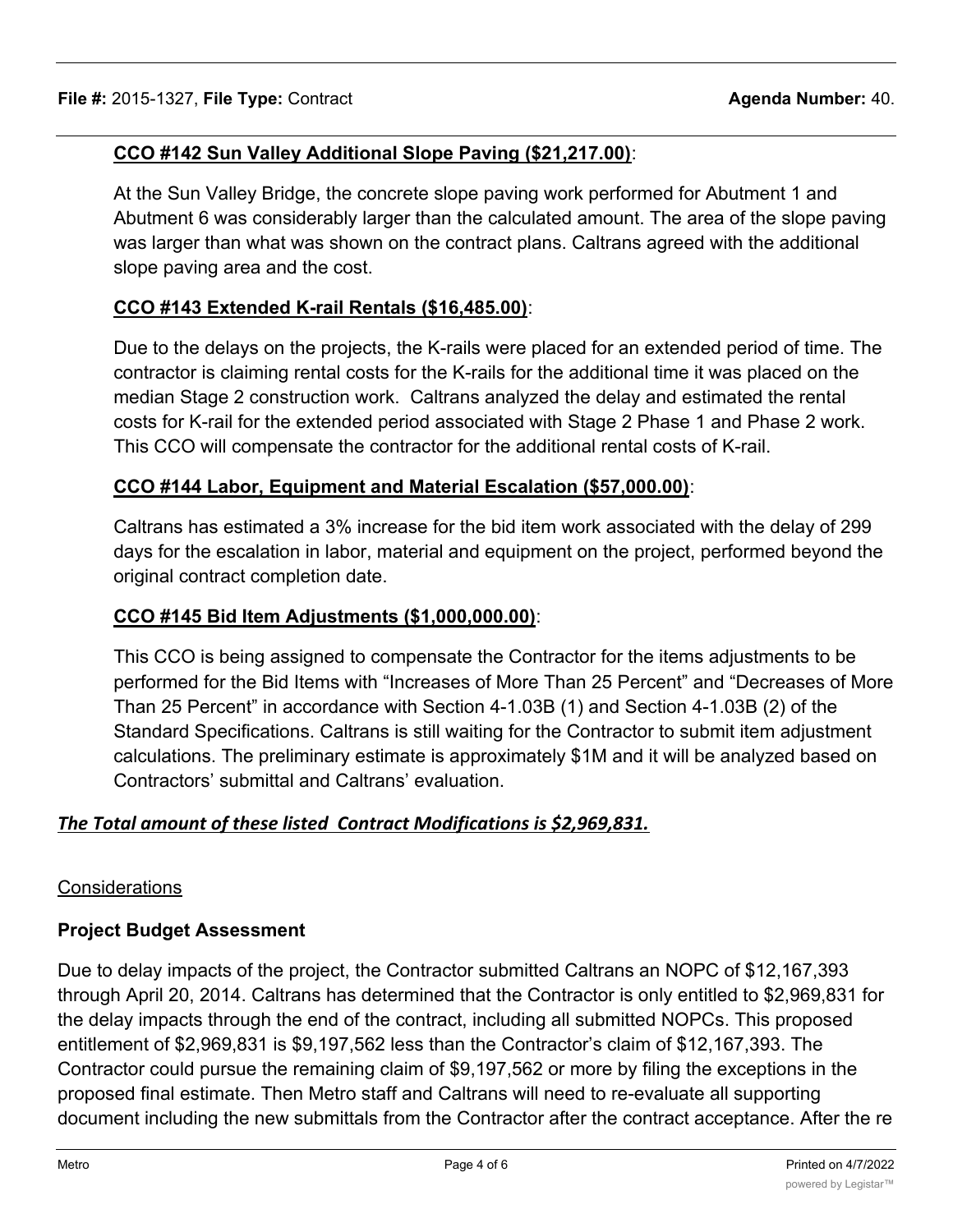**CCO #142 Sun Valley Additional Slope Paving ($21,217.00)**:

At the Sun Valley Bridge, the concrete slope paving work performed for Abutment 1 and Abutment 6 was considerably larger than the calculated amount. The area of the slope paving was larger than what was shown on the contract plans. Caltrans agreed with the additional slope paving area and the cost.

**CCO #143 Extended K-rail Rentals ($16,485.00)**:

Due to the delays on the projects, the K-rails were placed for an extended period of time. The contractor is claiming rental costs for the K-rails for the additional time it was placed on the median Stage 2 construction work. Caltrans analyzed the delay and estimated the rental costs for K-rail for the extended period associated with Stage 2 Phase 1 and Phase 2 work. This CCO will compensate the contractor for the additional rental costs of K-rail.

**CCO #144 Labor, Equipment and Material Escalation ($57,000.00)**:

Caltrans has estimated a 3% increase for the bid item work associated with the delay of 299 days for the escalation in labor, material and equipment on the project, performed beyond the original contract completion date.

**CCO #145 Bid Item Adjustments ($1,000,000.00)**:

This CCO is being assigned to compensate the Contractor for the items adjustments to be performed for the Bid Items with "Increases of More Than 25 Percent" and "Decreases of More Than 25 Percent" in accordance with Section 4-1.03B (1) and Section 4-1.03B (2) of the Standard Specifications. Caltrans is still waiting for the Contractor to submit item adjustment calculations. The preliminary estimate is approximately $1M and it will be analyzed based on Contractors' submittal and Caltrans' evaluation.

***The Total amount of these listed Contract Modifications is $2,969,831.***

Considerations

**Project Budget Assessment**

Due to delay impacts of the project, the Contractor submitted Caltrans an NOPC of $12,167,393 through April 20, 2014. Caltrans has determined that the Contractor is only entitled to $2,969,831 for the delay impacts through the end of the contract, including all submitted NOPCs. This proposed entitlement of $2,969,831 is $9,197,562 less than the Contractor's claim of $12,167,393. The Contractor could pursue the remaining claim of $9,197,562 or more by filing the exceptions in the proposed final estimate. Then Metro staff and Caltrans will need to re-evaluate all supporting document including the new submittals from the Contractor after the contract acceptance. After the re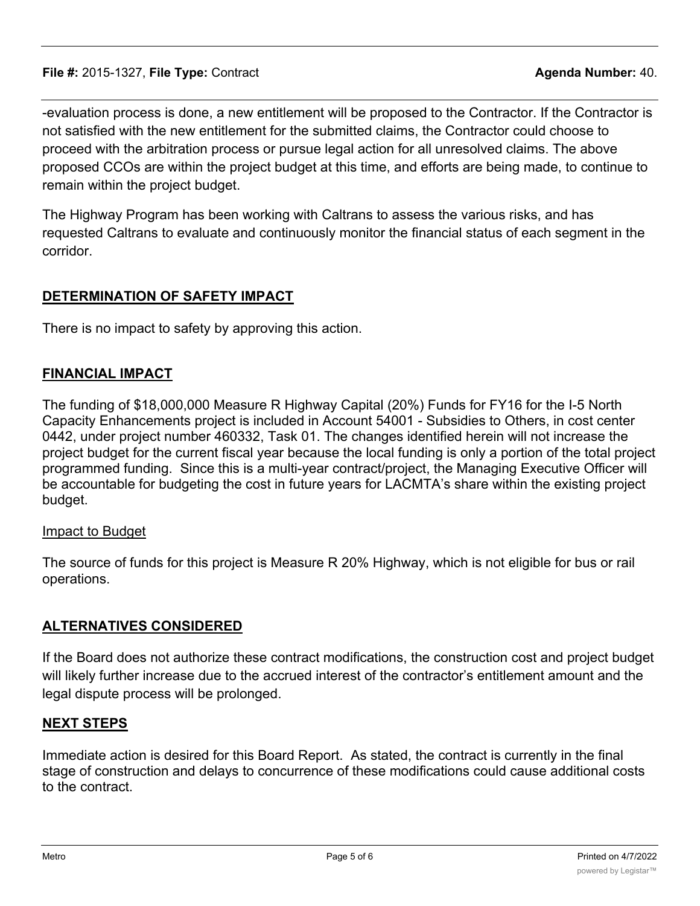-evaluation process is done, a new entitlement will be proposed to the Contractor. If the Contractor is not satisfied with the new entitlement for the submitted claims, the Contractor could choose to proceed with the arbitration process or pursue legal action for all unresolved claims. The above proposed CCOs are within the project budget at this time, and efforts are being made, to continue to remain within the project budget.

The Highway Program has been working with Caltrans to assess the various risks, and has requested Caltrans to evaluate and continuously monitor the financial status of each segment in the corridor.

## DETERMINATION OF SAFETY IMPACT

There is no impact to safety by approving this action.

## FINANCIAL IMPACT

The funding of $18,000,000 Measure R Highway Capital (20%) Funds for FY16 for the I-5 North Capacity Enhancements project is included in Account 54001 - Subsidies to Others, in cost center 0442, under project number 460332, Task 01. The changes identified herein will not increase the project budget for the current fiscal year because the local funding is only a portion of the total project programmed funding. Since this is a multi-year contract/project, the Managing Executive Officer will be accountable for budgeting the cost in future years for LACMTA's share within the existing project budget.

### Impact to Budget

The source of funds for this project is Measure R 20% Highway, which is not eligible for bus or rail operations.

## ALTERNATIVES CONSIDERED

If the Board does not authorize these contract modifications, the construction cost and project budget will likely further increase due to the accrued interest of the contractor's entitlement amount and the legal dispute process will be prolonged.

## NEXT STEPS

Immediate action is desired for this Board Report. As stated, the contract is currently in the final stage of construction and delays to concurrence of these modifications could cause additional costs to the contract.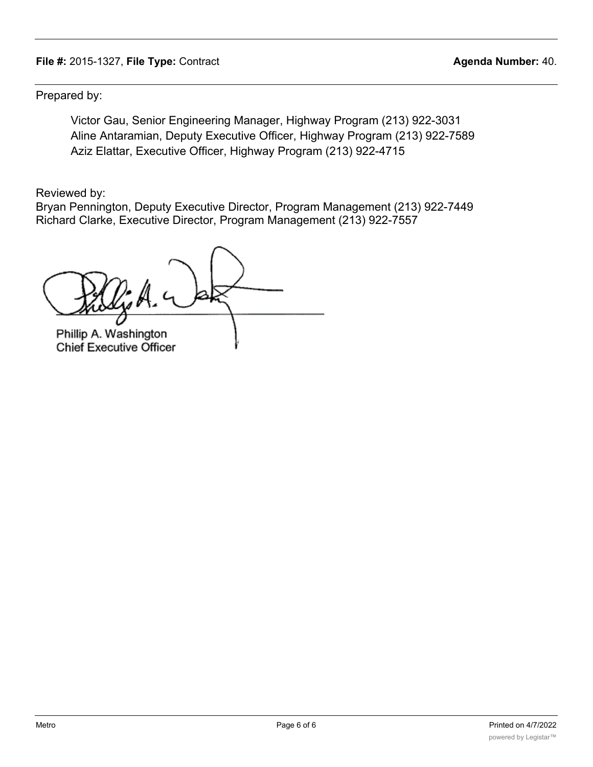Prepared by:

Victor Gau, Senior Engineering Manager, Highway Program (213) 922-3031
Aline Antaramian, Deputy Executive Officer, Highway Program (213) 922-7589
Aziz Elattar, Executive Officer, Highway Program (213) 922-4715

Reviewed by:
Bryan Pennington, Deputy Executive Director, Program Management (213) 922-7449
Richard Clarke, Executive Director, Program Management (213) 922-7557

Phillip A. Washington
Chief Executive Officer